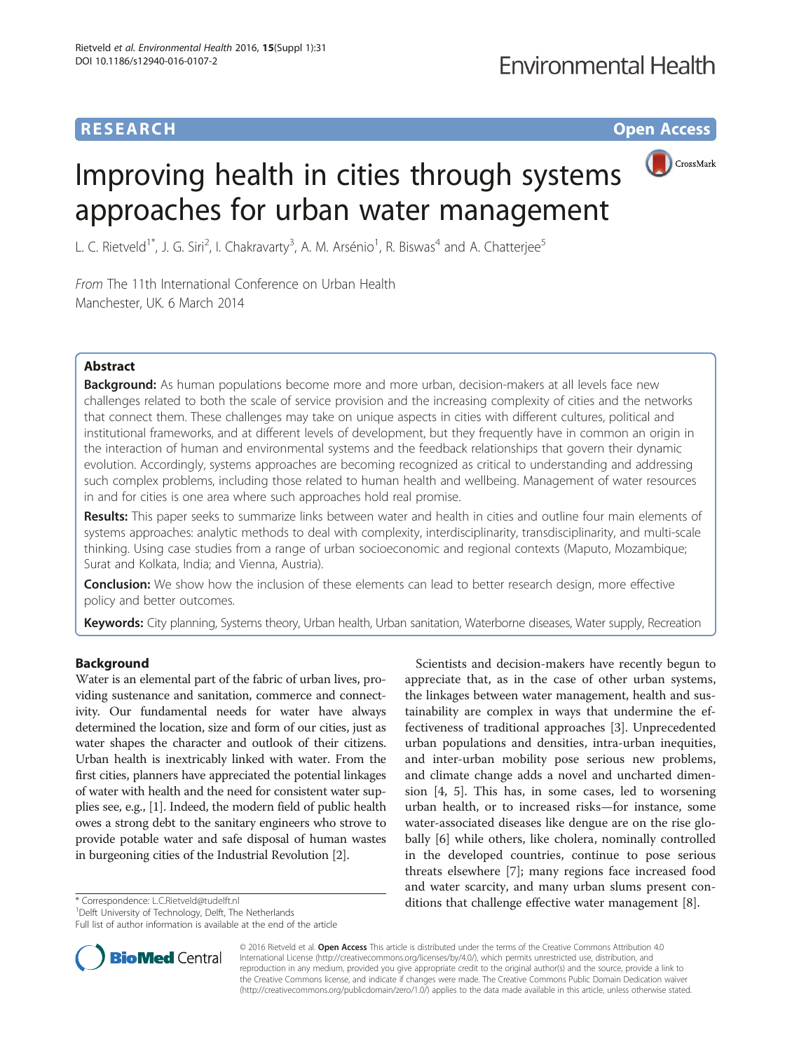RESEARCH Open Access

# Improving health in cities through systems approaches for urban water management

L. C. Rietveld[1*], J. G. Siri[2], I. Chakravarty[3], A. M. Arsénio[1], R. Biswas[4] and A. Chatterjee[5]

*From* The 11th International Conference on Urban Health
Manchester, UK. 6 March 2014

## Abstract

**Background:** As human populations become more and more urban, decision-makers at all levels face new challenges related to both the scale of service provision and the increasing complexity of cities and the networks that connect them. These challenges may take on unique aspects in cities with different cultures, political and institutional frameworks, and at different levels of development, but they frequently have in common an origin in the interaction of human and environmental systems and the feedback relationships that govern their dynamic evolution. Accordingly, systems approaches are becoming recognized as critical to understanding and addressing such complex problems, including those related to human health and wellbeing. Management of water resources in and for cities is one area where such approaches hold real promise.

**Results:** This paper seeks to summarize links between water and health in cities and outline four main elements of systems approaches: analytic methods to deal with complexity, interdisciplinarity, transdisciplinarity, and multi-scale thinking. Using case studies from a range of urban socioeconomic and regional contexts (Maputo, Mozambique; Surat and Kolkata, India; and Vienna, Austria).

**Conclusion:** We show how the inclusion of these elements can lead to better research design, more effective policy and better outcomes.

**Keywords:** City planning, Systems theory, Urban health, Urban sanitation, Waterborne diseases, Water supply, Recreation

## Background

Water is an elemental part of the fabric of urban lives, providing sustenance and sanitation, commerce and connectivity. Our fundamental needs for water have always determined the location, size and form of our cities, just as water shapes the character and outlook of their citizens. Urban health is inextricably linked with water. From the first cities, planners have appreciated the potential linkages of water with health and the need for consistent water supplies see, e.g., [1]. Indeed, the modern field of public health owes a strong debt to the sanitary engineers who strove to provide potable water and safe disposal of human wastes in burgeoning cities of the Industrial Revolution [2].

Scientists and decision-makers have recently begun to appreciate that, as in the case of other urban systems, the linkages between water management, health and sustainability are complex in ways that undermine the effectiveness of traditional approaches [3]. Unprecedented urban populations and densities, intra-urban inequities, and inter-urban mobility pose serious new problems, and climate change adds a novel and uncharted dimension [4, 5]. This has, in some cases, led to worsening urban health, or to increased risks—for instance, some water-associated diseases like dengue are on the rise globally [6] while others, like cholera, nominally controlled in the developed countries, continue to pose serious threats elsewhere [7]; many regions face increased food and water scarcity, and many urban slums present conditions that challenge effective water management [8].

\* Correspondence: L.C.Rietveld@tudelft.nl
[1]Delft University of Technology, Delft, The Netherlands
Full list of author information is available at the end of the article

© 2016 Rietveld et al. **Open Access** This article is distributed under the terms of the Creative Commons Attribution 4.0 International License (http://creativecommons.org/licenses/by/4.0/), which permits unrestricted use, distribution, and reproduction in any medium, provided you give appropriate credit to the original author(s) and the source, provide a link to the Creative Commons license, and indicate if changes were made. The Creative Commons Public Domain Dedication waiver (http://creativecommons.org/publicdomain/zero/1.0/) applies to the data made available in this article, unless otherwise stated.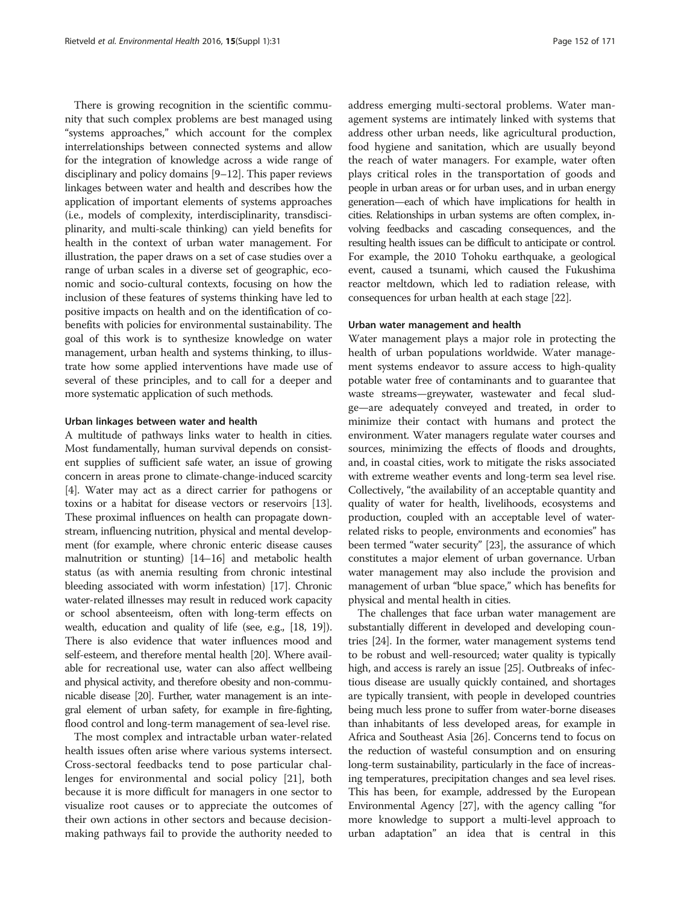There is growing recognition in the scientific community that such complex problems are best managed using "systems approaches," which account for the complex interrelationships between connected systems and allow for the integration of knowledge across a wide range of disciplinary and policy domains [9–12]. This paper reviews linkages between water and health and describes how the application of important elements of systems approaches (i.e., models of complexity, interdisciplinarity, transdisciplinarity, and multi-scale thinking) can yield benefits for health in the context of urban water management. For illustration, the paper draws on a set of case studies over a range of urban scales in a diverse set of geographic, economic and socio-cultural contexts, focusing on how the inclusion of these features of systems thinking have led to positive impacts on health and on the identification of co-benefits with policies for environmental sustainability. The goal of this work is to synthesize knowledge on water management, urban health and systems thinking, to illustrate how some applied interventions have made use of several of these principles, and to call for a deeper and more systematic application of such methods.

#### Urban linkages between water and health

A multitude of pathways links water to health in cities. Most fundamentally, human survival depends on consistent supplies of sufficient safe water, an issue of growing concern in areas prone to climate-change-induced scarcity [4]. Water may act as a direct carrier for pathogens or toxins or a habitat for disease vectors or reservoirs [13]. These proximal influences on health can propagate downstream, influencing nutrition, physical and mental development (for example, where chronic enteric disease causes malnutrition or stunting) [14–16] and metabolic health status (as with anemia resulting from chronic intestinal bleeding associated with worm infestation) [17]. Chronic water-related illnesses may result in reduced work capacity or school absenteeism, often with long-term effects on wealth, education and quality of life (see, e.g., [18, 19]). There is also evidence that water influences mood and self-esteem, and therefore mental health [20]. Where available for recreational use, water can also affect wellbeing and physical activity, and therefore obesity and non-communicable disease [20]. Further, water management is an integral element of urban safety, for example in fire-fighting, flood control and long-term management of sea-level rise.

The most complex and intractable urban water-related health issues often arise where various systems intersect. Cross-sectoral feedbacks tend to pose particular challenges for environmental and social policy [21], both because it is more difficult for managers in one sector to visualize root causes or to appreciate the outcomes of their own actions in other sectors and because decision-making pathways fail to provide the authority needed to address emerging multi-sectoral problems. Water management systems are intimately linked with systems that address other urban needs, like agricultural production, food hygiene and sanitation, which are usually beyond the reach of water managers. For example, water often plays critical roles in the transportation of goods and people in urban areas or for urban uses, and in urban energy generation—each of which have implications for health in cities. Relationships in urban systems are often complex, involving feedbacks and cascading consequences, and the resulting health issues can be difficult to anticipate or control. For example, the 2010 Tohoku earthquake, a geological event, caused a tsunami, which caused the Fukushima reactor meltdown, which led to radiation release, with consequences for urban health at each stage [22].

#### Urban water management and health

Water management plays a major role in protecting the health of urban populations worldwide. Water management systems endeavor to assure access to high-quality potable water free of contaminants and to guarantee that waste streams—greywater, wastewater and fecal sludge—are adequately conveyed and treated, in order to minimize their contact with humans and protect the environment. Water managers regulate water courses and sources, minimizing the effects of floods and droughts, and, in coastal cities, work to mitigate the risks associated with extreme weather events and long-term sea level rise. Collectively, "the availability of an acceptable quantity and quality of water for health, livelihoods, ecosystems and production, coupled with an acceptable level of water-related risks to people, environments and economies" has been termed "water security" [23], the assurance of which constitutes a major element of urban governance. Urban water management may also include the provision and management of urban "blue space," which has benefits for physical and mental health in cities.

The challenges that face urban water management are substantially different in developed and developing countries [24]. In the former, water management systems tend to be robust and well-resourced; water quality is typically high, and access is rarely an issue [25]. Outbreaks of infectious disease are usually quickly contained, and shortages are typically transient, with people in developed countries being much less prone to suffer from water-borne diseases than inhabitants of less developed areas, for example in Africa and Southeast Asia [26]. Concerns tend to focus on the reduction of wasteful consumption and on ensuring long-term sustainability, particularly in the face of increasing temperatures, precipitation changes and sea level rises. This has been, for example, addressed by the European Environmental Agency [27], with the agency calling "for more knowledge to support a multi-level approach to urban adaptation" an idea that is central in this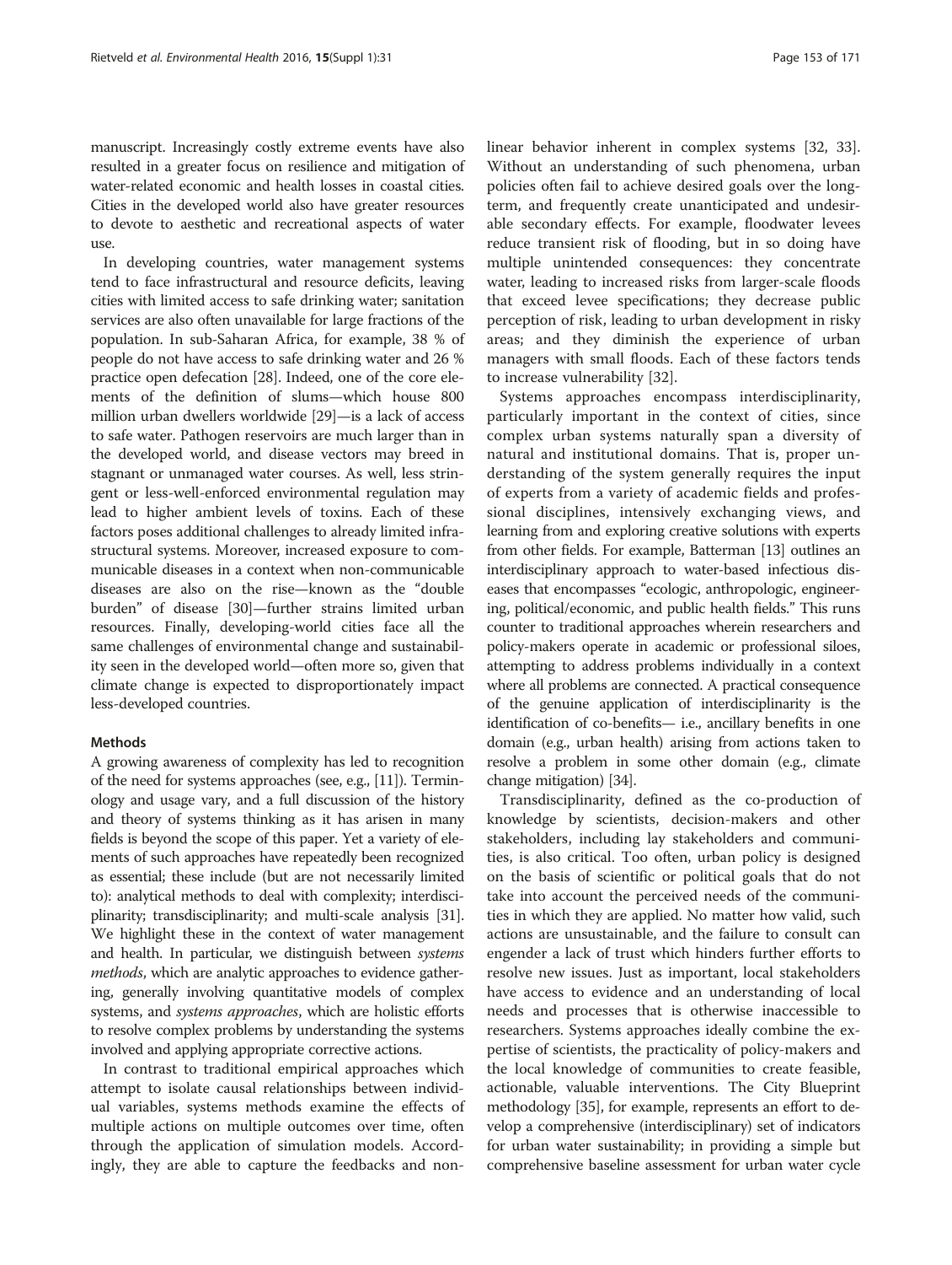manuscript. Increasingly costly extreme events have also resulted in a greater focus on resilience and mitigation of water-related economic and health losses in coastal cities. Cities in the developed world also have greater resources to devote to aesthetic and recreational aspects of water use.

In developing countries, water management systems tend to face infrastructural and resource deficits, leaving cities with limited access to safe drinking water; sanitation services are also often unavailable for large fractions of the population. In sub-Saharan Africa, for example, 38 % of people do not have access to safe drinking water and 26 % practice open defecation [28]. Indeed, one of the core elements of the definition of slums—which house 800 million urban dwellers worldwide [29]—is a lack of access to safe water. Pathogen reservoirs are much larger than in the developed world, and disease vectors may breed in stagnant or unmanaged water courses. As well, less stringent or less-well-enforced environmental regulation may lead to higher ambient levels of toxins. Each of these factors poses additional challenges to already limited infrastructural systems. Moreover, increased exposure to communicable diseases in a context when non-communicable diseases are also on the rise—known as the "double burden" of disease [30]—further strains limited urban resources. Finally, developing-world cities face all the same challenges of environmental change and sustainability seen in the developed world—often more so, given that climate change is expected to disproportionately impact less-developed countries.

## Methods

A growing awareness of complexity has led to recognition of the need for systems approaches (see, e.g., [11]). Terminology and usage vary, and a full discussion of the history and theory of systems thinking as it has arisen in many fields is beyond the scope of this paper. Yet a variety of elements of such approaches have repeatedly been recognized as essential; these include (but are not necessarily limited to): analytical methods to deal with complexity; interdisciplinarity; transdisciplinarity; and multi-scale analysis [31]. We highlight these in the context of water management and health. In particular, we distinguish between *systems methods*, which are analytic approaches to evidence gathering, generally involving quantitative models of complex systems, and *systems approaches*, which are holistic efforts to resolve complex problems by understanding the systems involved and applying appropriate corrective actions.

In contrast to traditional empirical approaches which attempt to isolate causal relationships between individual variables, systems methods examine the effects of multiple actions on multiple outcomes over time, often through the application of simulation models. Accordingly, they are able to capture the feedbacks and nonlinear behavior inherent in complex systems [32, 33]. Without an understanding of such phenomena, urban policies often fail to achieve desired goals over the long-term, and frequently create unanticipated and undesirable secondary effects. For example, floodwater levees reduce transient risk of flooding, but in so doing have multiple unintended consequences: they concentrate water, leading to increased risks from larger-scale floods that exceed levee specifications; they decrease public perception of risk, leading to urban development in risky areas; and they diminish the experience of urban managers with small floods. Each of these factors tends to increase vulnerability [32].

Systems approaches encompass interdisciplinarity, particularly important in the context of cities, since complex urban systems naturally span a diversity of natural and institutional domains. That is, proper understanding of the system generally requires the input of experts from a variety of academic fields and professional disciplines, intensively exchanging views, and learning from and exploring creative solutions with experts from other fields. For example, Batterman [13] outlines an interdisciplinary approach to water-based infectious diseases that encompasses "ecologic, anthropologic, engineering, political/economic, and public health fields." This runs counter to traditional approaches wherein researchers and policy-makers operate in academic or professional siloes, attempting to address problems individually in a context where all problems are connected. A practical consequence of the genuine application of interdisciplinarity is the identification of co-benefits— i.e., ancillary benefits in one domain (e.g., urban health) arising from actions taken to resolve a problem in some other domain (e.g., climate change mitigation) [34].

Transdisciplinarity, defined as the co-production of knowledge by scientists, decision-makers and other stakeholders, including lay stakeholders and communities, is also critical. Too often, urban policy is designed on the basis of scientific or political goals that do not take into account the perceived needs of the communities in which they are applied. No matter how valid, such actions are unsustainable, and the failure to consult can engender a lack of trust which hinders further efforts to resolve new issues. Just as important, local stakeholders have access to evidence and an understanding of local needs and processes that is otherwise inaccessible to researchers. Systems approaches ideally combine the expertise of scientists, the practicality of policy-makers and the local knowledge of communities to create feasible, actionable, valuable interventions. The City Blueprint methodology [35], for example, represents an effort to develop a comprehensive (interdisciplinary) set of indicators for urban water sustainability; in providing a simple but comprehensive baseline assessment for urban water cycle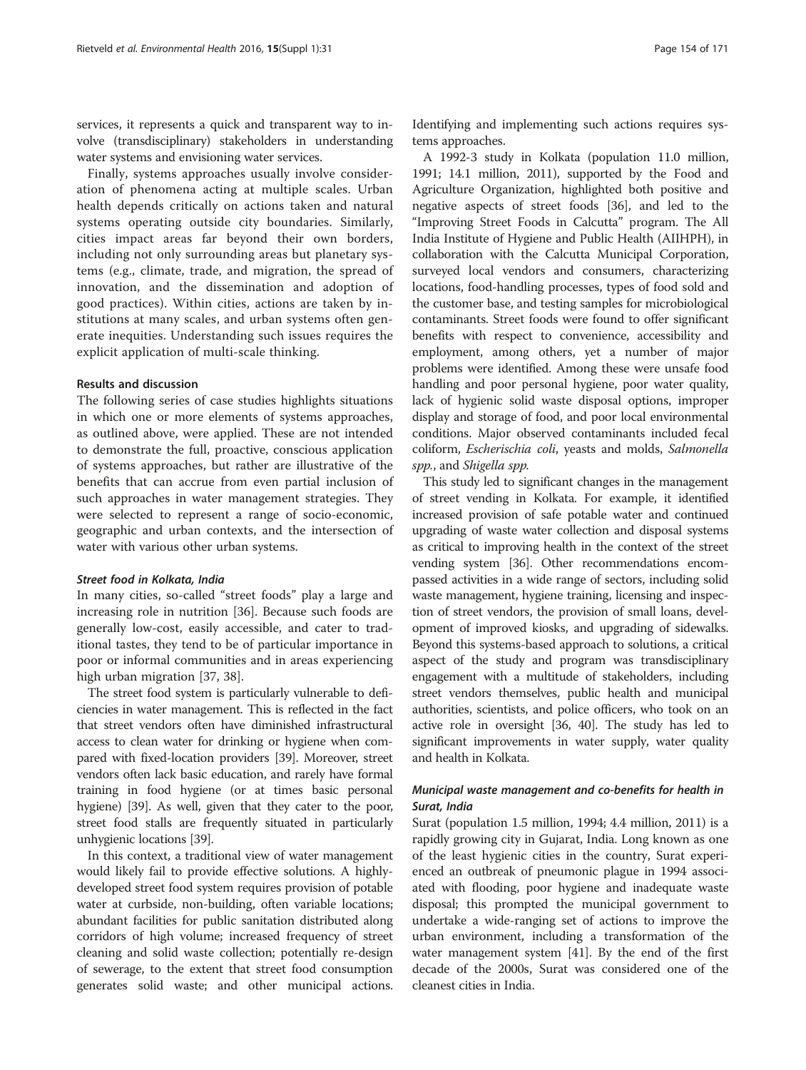services, it represents a quick and transparent way to involve (transdisciplinary) stakeholders in understanding water systems and envisioning water services.

Finally, systems approaches usually involve consideration of phenomena acting at multiple scales. Urban health depends critically on actions taken and natural systems operating outside city boundaries. Similarly, cities impact areas far beyond their own borders, including not only surrounding areas but planetary systems (e.g., climate, trade, and migration, the spread of innovation, and the dissemination and adoption of good practices). Within cities, actions are taken by institutions at many scales, and urban systems often generate inequities. Understanding such issues requires the explicit application of multi-scale thinking.

## Results and discussion

The following series of case studies highlights situations in which one or more elements of systems approaches, as outlined above, were applied. These are not intended to demonstrate the full, proactive, conscious application of systems approaches, but rather are illustrative of the benefits that can accrue from even partial inclusion of such approaches in water management strategies. They were selected to represent a range of socio-economic, geographic and urban contexts, and the intersection of water with various other urban systems.

### *Street food in Kolkata, India*

In many cities, so-called "street foods" play a large and increasing role in nutrition [36]. Because such foods are generally low-cost, easily accessible, and cater to traditional tastes, they tend to be of particular importance in poor or informal communities and in areas experiencing high urban migration [37, 38].

The street food system is particularly vulnerable to deficiencies in water management. This is reflected in the fact that street vendors often have diminished infrastructural access to clean water for drinking or hygiene when compared with fixed-location providers [39]. Moreover, street vendors often lack basic education, and rarely have formal training in food hygiene (or at times basic personal hygiene) [39]. As well, given that they cater to the poor, street food stalls are frequently situated in particularly unhygienic locations [39].

In this context, a traditional view of water management would likely fail to provide effective solutions. A highly-developed street food system requires provision of potable water at curbside, non-building, often variable locations; abundant facilities for public sanitation distributed along corridors of high volume; increased frequency of street cleaning and solid waste collection; potentially re-design of sewerage, to the extent that street food consumption generates solid waste; and other municipal actions. Identifying and implementing such actions requires systems approaches.

A 1992-3 study in Kolkata (population 11.0 million, 1991; 14.1 million, 2011), supported by the Food and Agriculture Organization, highlighted both positive and negative aspects of street foods [36], and led to the "Improving Street Foods in Calcutta" program. The All India Institute of Hygiene and Public Health (AIIHPH), in collaboration with the Calcutta Municipal Corporation, surveyed local vendors and consumers, characterizing locations, food-handling processes, types of food sold and the customer base, and testing samples for microbiological contaminants. Street foods were found to offer significant benefits with respect to convenience, accessibility and employment, among others, yet a number of major problems were identified. Among these were unsafe food handling and poor personal hygiene, poor water quality, lack of hygienic solid waste disposal options, improper display and storage of food, and poor local environmental conditions. Major observed contaminants included fecal coliform, *Escherischia coli*, yeasts and molds, *Salmonella spp.*, and *Shigella spp.*

This study led to significant changes in the management of street vending in Kolkata. For example, it identified increased provision of safe potable water and continued upgrading of waste water collection and disposal systems as critical to improving health in the context of the street vending system [36]. Other recommendations encompassed activities in a wide range of sectors, including solid waste management, hygiene training, licensing and inspection of street vendors, the provision of small loans, development of improved kiosks, and upgrading of sidewalks. Beyond this systems-based approach to solutions, a critical aspect of the study and program was transdisciplinary engagement with a multitude of stakeholders, including street vendors themselves, public health and municipal authorities, scientists, and police officers, who took on an active role in oversight [36, 40]. The study has led to significant improvements in water supply, water quality and health in Kolkata.

### *Municipal waste management and co-benefits for health in Surat, India*

Surat (population 1.5 million, 1994; 4.4 million, 2011) is a rapidly growing city in Gujarat, India. Long known as one of the least hygienic cities in the country, Surat experienced an outbreak of pneumonic plague in 1994 associated with flooding, poor hygiene and inadequate waste disposal; this prompted the municipal government to undertake a wide-ranging set of actions to improve the urban environment, including a transformation of the water management system [41]. By the end of the first decade of the 2000s, Surat was considered one of the cleanest cities in India.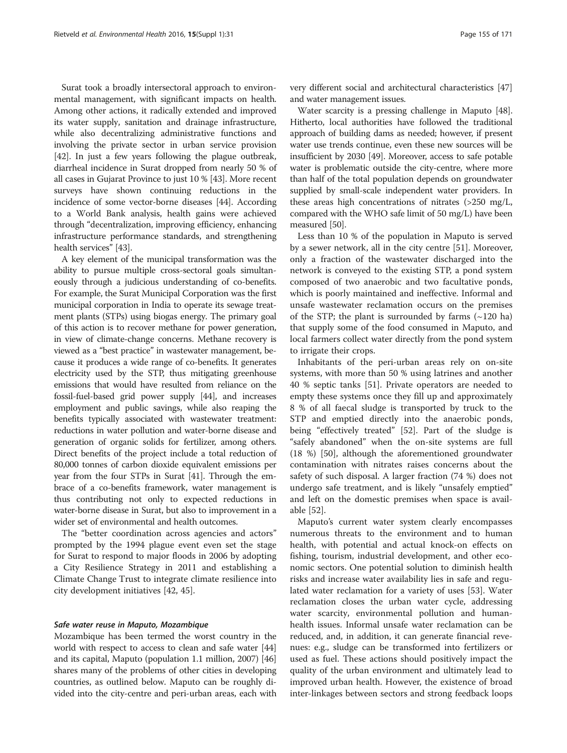Surat took a broadly intersectoral approach to environmental management, with significant impacts on health. Among other actions, it radically extended and improved its water supply, sanitation and drainage infrastructure, while also decentralizing administrative functions and involving the private sector in urban service provision [42]. In just a few years following the plague outbreak, diarrheal incidence in Surat dropped from nearly 50 % of all cases in Gujarat Province to just 10 % [43]. More recent surveys have shown continuing reductions in the incidence of some vector-borne diseases [44]. According to a World Bank analysis, health gains were achieved through "decentralization, improving efficiency, enhancing infrastructure performance standards, and strengthening health services" [43].

A key element of the municipal transformation was the ability to pursue multiple cross-sectoral goals simultaneously through a judicious understanding of co-benefits. For example, the Surat Municipal Corporation was the first municipal corporation in India to operate its sewage treatment plants (STPs) using biogas energy. The primary goal of this action is to recover methane for power generation, in view of climate-change concerns. Methane recovery is viewed as a "best practice" in wastewater management, because it produces a wide range of co-benefits. It generates electricity used by the STP, thus mitigating greenhouse emissions that would have resulted from reliance on the fossil-fuel-based grid power supply [44], and increases employment and public savings, while also reaping the benefits typically associated with wastewater treatment: reductions in water pollution and water-borne disease and generation of organic solids for fertilizer, among others. Direct benefits of the project include a total reduction of 80,000 tonnes of carbon dioxide equivalent emissions per year from the four STPs in Surat [41]. Through the embrace of a co-benefits framework, water management is thus contributing not only to expected reductions in water-borne disease in Surat, but also to improvement in a wider set of environmental and health outcomes.

The "better coordination across agencies and actors" prompted by the 1994 plague event even set the stage for Surat to respond to major floods in 2006 by adopting a City Resilience Strategy in 2011 and establishing a Climate Change Trust to integrate climate resilience into city development initiatives [42, 45].

#### *Safe water reuse in Maputo, Mozambique*

Mozambique has been termed the worst country in the world with respect to access to clean and safe water [44] and its capital, Maputo (population 1.1 million, 2007) [46] shares many of the problems of other cities in developing countries, as outlined below. Maputo can be roughly divided into the city-centre and peri-urban areas, each with very different social and architectural characteristics [47] and water management issues.

Water scarcity is a pressing challenge in Maputo [48]. Hitherto, local authorities have followed the traditional approach of building dams as needed; however, if present water use trends continue, even these new sources will be insufficient by 2030 [49]. Moreover, access to safe potable water is problematic outside the city-centre, where more than half of the total population depends on groundwater supplied by small-scale independent water providers. In these areas high concentrations of nitrates (>250 mg/L, compared with the WHO safe limit of 50 mg/L) have been measured [50].

Less than 10 % of the population in Maputo is served by a sewer network, all in the city centre [51]. Moreover, only a fraction of the wastewater discharged into the network is conveyed to the existing STP, a pond system composed of two anaerobic and two facultative ponds, which is poorly maintained and ineffective. Informal and unsafe wastewater reclamation occurs on the premises of the STP; the plant is surrounded by farms (~120 ha) that supply some of the food consumed in Maputo, and local farmers collect water directly from the pond system to irrigate their crops.

Inhabitants of the peri-urban areas rely on on-site systems, with more than 50 % using latrines and another 40 % septic tanks [51]. Private operators are needed to empty these systems once they fill up and approximately 8 % of all faecal sludge is transported by truck to the STP and emptied directly into the anaerobic ponds, being "effectively treated" [52]. Part of the sludge is "safely abandoned" when the on-site systems are full (18 %) [50], although the aforementioned groundwater contamination with nitrates raises concerns about the safety of such disposal. A larger fraction (74 %) does not undergo safe treatment, and is likely "unsafely emptied" and left on the domestic premises when space is available [52].

Maputo's current water system clearly encompasses numerous threats to the environment and to human health, with potential and actual knock-on effects on fishing, tourism, industrial development, and other economic sectors. One potential solution to diminish health risks and increase water availability lies in safe and regulated water reclamation for a variety of uses [53]. Water reclamation closes the urban water cycle, addressing water scarcity, environmental pollution and human-health issues. Informal unsafe water reclamation can be reduced, and, in addition, it can generate financial revenues: e.g., sludge can be transformed into fertilizers or used as fuel. These actions should positively impact the quality of the urban environment and ultimately lead to improved urban health. However, the existence of broad inter-linkages between sectors and strong feedback loops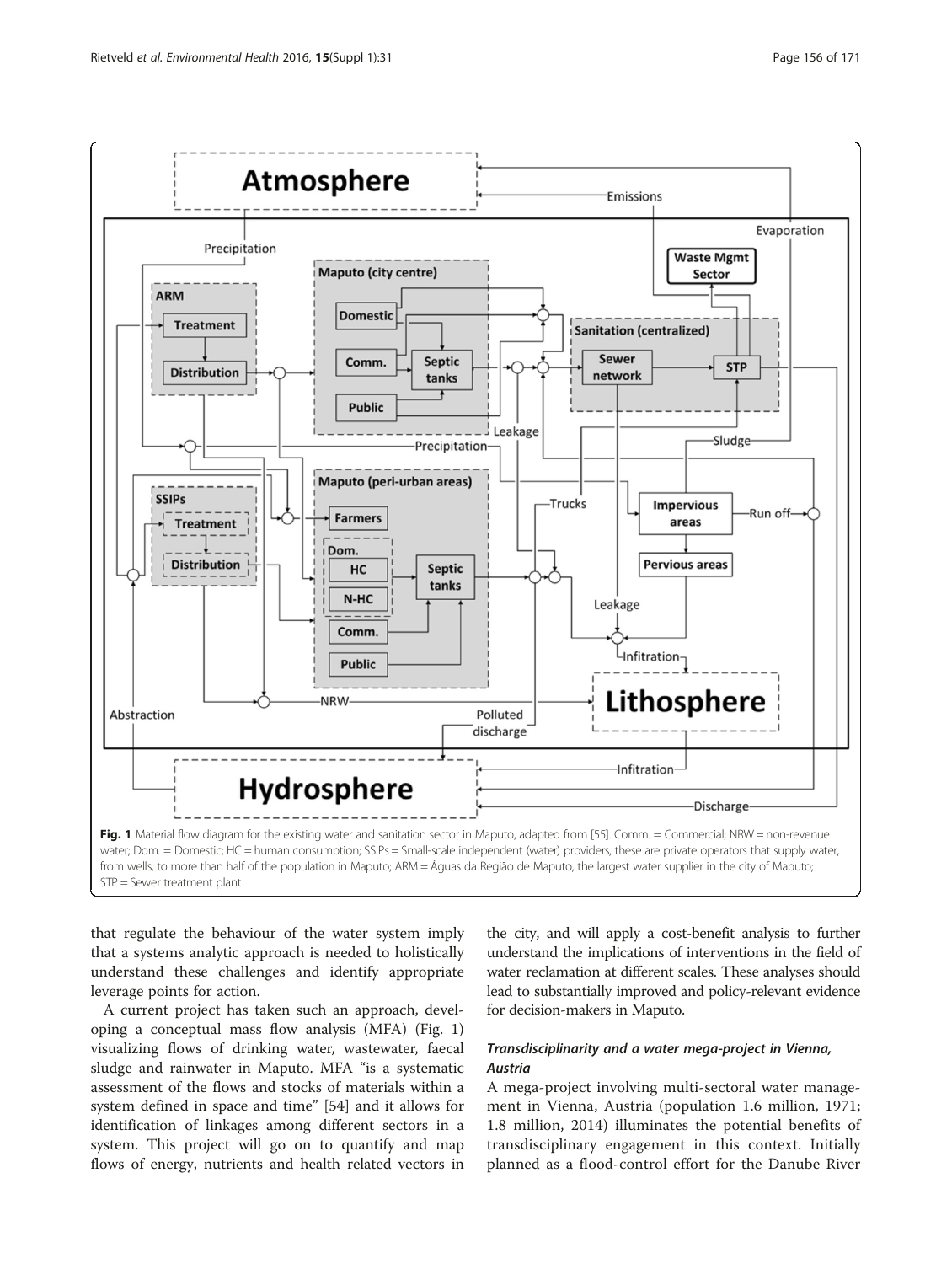**Fig. 1** Material flow diagram for the existing water and sanitation sector in Maputo, adapted from [55]. Comm. = Commercial; NRW = non-revenue water; Dom. = Domestic; HC = human consumption; SSIPs = Small-scale independent (water) providers, these are private operators that supply water, from wells, to more than half of the population in Maputo; ARM = Águas da Região de Maputo, the largest water supplier in the city of Maputo; STP = Sewer treatment plant

that regulate the behaviour of the water system imply that a systems analytic approach is needed to holistically understand these challenges and identify appropriate leverage points for action.

A current project has taken such an approach, developing a conceptual mass flow analysis (MFA) (Fig. 1) visualizing flows of drinking water, wastewater, faecal sludge and rainwater in Maputo. MFA "is a systematic assessment of the flows and stocks of materials within a system defined in space and time" [54] and it allows for identification of linkages among different sectors in a system. This project will go on to quantify and map flows of energy, nutrients and health related vectors in the city, and will apply a cost-benefit analysis to further understand the implications of interventions in the field of water reclamation at different scales. These analyses should lead to substantially improved and policy-relevant evidence for decision-makers in Maputo.

### *Transdisciplinarity and a water mega-project in Vienna, Austria*

A mega-project involving multi-sectoral water management in Vienna, Austria (population 1.6 million, 1971; 1.8 million, 2014) illuminates the potential benefits of transdisciplinary engagement in this context. Initially planned as a flood-control effort for the Danube River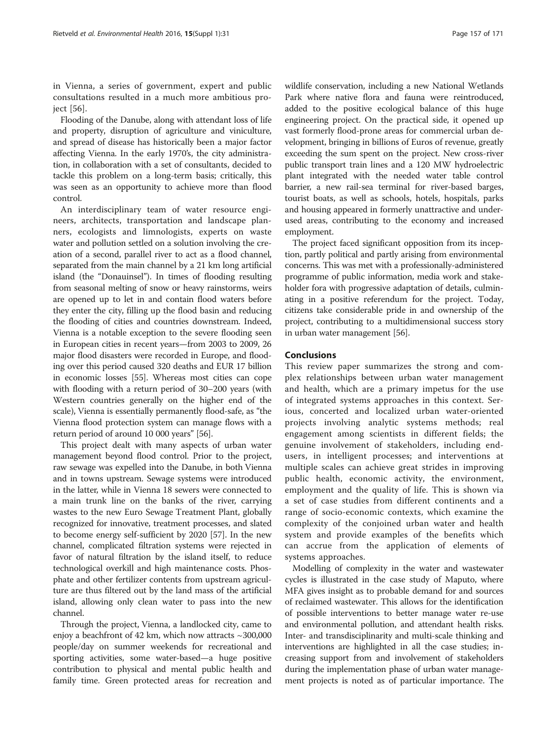in Vienna, a series of government, expert and public consultations resulted in a much more ambitious project [56].

Flooding of the Danube, along with attendant loss of life and property, disruption of agriculture and viniculture, and spread of disease has historically been a major factor affecting Vienna. In the early 1970's, the city administration, in collaboration with a set of consultants, decided to tackle this problem on a long-term basis; critically, this was seen as an opportunity to achieve more than flood control.

An interdisciplinary team of water resource engineers, architects, transportation and landscape planners, ecologists and limnologists, experts on waste water and pollution settled on a solution involving the creation of a second, parallel river to act as a flood channel, separated from the main channel by a 21 km long artificial island (the "Donauinsel"). In times of flooding resulting from seasonal melting of snow or heavy rainstorms, weirs are opened up to let in and contain flood waters before they enter the city, filling up the flood basin and reducing the flooding of cities and countries downstream. Indeed, Vienna is a notable exception to the severe flooding seen in European cities in recent years—from 2003 to 2009, 26 major flood disasters were recorded in Europe, and flooding over this period caused 320 deaths and EUR 17 billion in economic losses [55]. Whereas most cities can cope with flooding with a return period of 30–200 years (with Western countries generally on the higher end of the scale), Vienna is essentially permanently flood-safe, as "the Vienna flood protection system can manage flows with a return period of around 10 000 years" [56].

This project dealt with many aspects of urban water management beyond flood control. Prior to the project, raw sewage was expelled into the Danube, in both Vienna and in towns upstream. Sewage systems were introduced in the latter, while in Vienna 18 sewers were connected to a main trunk line on the banks of the river, carrying wastes to the new Euro Sewage Treatment Plant, globally recognized for innovative, treatment processes, and slated to become energy self-sufficient by 2020 [57]. In the new channel, complicated filtration systems were rejected in favor of natural filtration by the island itself, to reduce technological overkill and high maintenance costs. Phosphate and other fertilizer contents from upstream agriculture are thus filtered out by the land mass of the artificial island, allowing only clean water to pass into the new channel.

Through the project, Vienna, a landlocked city, came to enjoy a beachfront of 42 km, which now attracts ~300,000 people/day on summer weekends for recreational and sporting activities, some water-based—a huge positive contribution to physical and mental public health and family time. Green protected areas for recreation and wildlife conservation, including a new National Wetlands Park where native flora and fauna were reintroduced, added to the positive ecological balance of this huge engineering project. On the practical side, it opened up vast formerly flood-prone areas for commercial urban development, bringing in billions of Euros of revenue, greatly exceeding the sum spent on the project. New cross-river public transport train lines and a 120 MW hydroelectric plant integrated with the needed water table control barrier, a new rail-sea terminal for river-based barges, tourist boats, as well as schools, hotels, hospitals, parks and housing appeared in formerly unattractive and underused areas, contributing to the economy and increased employment.

The project faced significant opposition from its inception, partly political and partly arising from environmental concerns. This was met with a professionally-administered programme of public information, media work and stakeholder fora with progressive adaptation of details, culminating in a positive referendum for the project. Today, citizens take considerable pride in and ownership of the project, contributing to a multidimensional success story in urban water management [56].

## Conclusions

This review paper summarizes the strong and complex relationships between urban water management and health, which are a primary impetus for the use of integrated systems approaches in this context. Serious, concerted and localized urban water-oriented projects involving analytic systems methods; real engagement among scientists in different fields; the genuine involvement of stakeholders, including end-users, in intelligent processes; and interventions at multiple scales can achieve great strides in improving public health, economic activity, the environment, employment and the quality of life. This is shown via a set of case studies from different continents and a range of socio-economic contexts, which examine the complexity of the conjoined urban water and health system and provide examples of the benefits which can accrue from the application of elements of systems approaches.

Modelling of complexity in the water and wastewater cycles is illustrated in the case study of Maputo, where MFA gives insight as to probable demand for and sources of reclaimed wastewater. This allows for the identification of possible interventions to better manage water re-use and environmental pollution, and attendant health risks. Inter- and transdisciplinarity and multi-scale thinking and interventions are highlighted in all the case studies; increasing support from and involvement of stakeholders during the implementation phase of urban water management projects is noted as of particular importance. The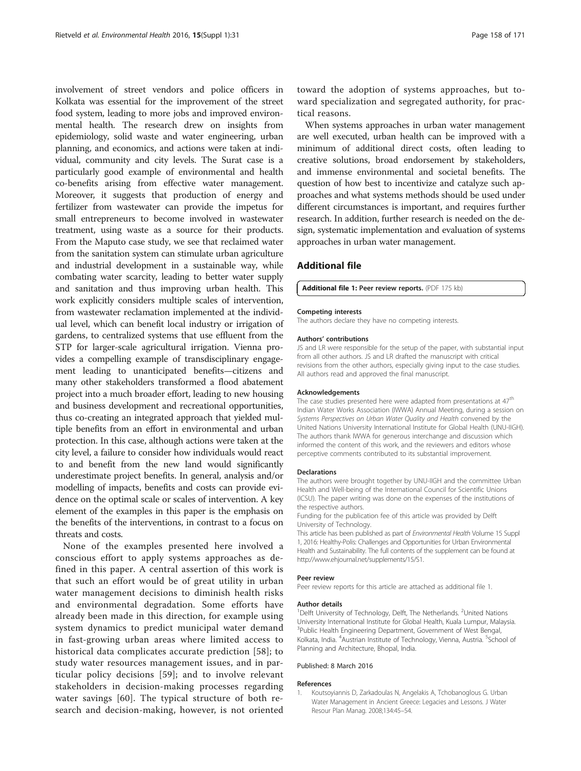involvement of street vendors and police officers in Kolkata was essential for the improvement of the street food system, leading to more jobs and improved environmental health. The research drew on insights from epidemiology, solid waste and water engineering, urban planning, and economics, and actions were taken at individual, community and city levels. The Surat case is a particularly good example of environmental and health co-benefits arising from effective water management. Moreover, it suggests that production of energy and fertilizer from wastewater can provide the impetus for small entrepreneurs to become involved in wastewater treatment, using waste as a source for their products. From the Maputo case study, we see that reclaimed water from the sanitation system can stimulate urban agriculture and industrial development in a sustainable way, while combating water scarcity, leading to better water supply and sanitation and thus improving urban health. This work explicitly considers multiple scales of intervention, from wastewater reclamation implemented at the individual level, which can benefit local industry or irrigation of gardens, to centralized systems that use effluent from the STP for larger-scale agricultural irrigation. Vienna provides a compelling example of transdisciplinary engagement leading to unanticipated benefits—citizens and many other stakeholders transformed a flood abatement project into a much broader effort, leading to new housing and business development and recreational opportunities, thus co-creating an integrated approach that yielded multiple benefits from an effort in environmental and urban protection. In this case, although actions were taken at the city level, a failure to consider how individuals would react to and benefit from the new land would significantly underestimate project benefits. In general, analysis and/or modelling of impacts, benefits and costs can provide evidence on the optimal scale or scales of intervention. A key element of the examples in this paper is the emphasis on the benefits of the interventions, in contrast to a focus on threats and costs.

None of the examples presented here involved a conscious effort to apply systems approaches as defined in this paper. A central assertion of this work is that such an effort would be of great utility in urban water management decisions to diminish health risks and environmental degradation. Some efforts have already been made in this direction, for example using system dynamics to predict municipal water demand in fast-growing urban areas where limited access to historical data complicates accurate prediction [58]; to study water resources management issues, and in particular policy decisions [59]; and to involve relevant stakeholders in decision-making processes regarding water savings [60]. The typical structure of both research and decision-making, however, is not oriented toward the adoption of systems approaches, but toward specialization and segregated authority, for practical reasons.

When systems approaches in urban water management are well executed, urban health can be improved with a minimum of additional direct costs, often leading to creative solutions, broad endorsement by stakeholders, and immense environmental and societal benefits. The question of how best to incentivize and catalyze such approaches and what systems methods should be used under different circumstances is important, and requires further research. In addition, further research is needed on the design, systematic implementation and evaluation of systems approaches in urban water management.

## Additional file

**Additional file 1: Peer review reports.** (PDF 175 kb)

#### Competing interests

The authors declare they have no competing interests.

#### Authors' contributions

JS and LR were responsible for the setup of the paper, with substantial input from all other authors. JS and LR drafted the manuscript with critical revisions from the other authors, especially giving input to the case studies. All authors read and approved the final manuscript.

#### Acknowledgements

The case studies presented here were adapted from presentations at 47th Indian Water Works Association (IWWA) Annual Meeting, during a session on *Systems Perspectives on Urban Water Quality and Health* convened by the United Nations University International Institute for Global Health (UNU-IIGH). The authors thank IWWA for generous interchange and discussion which informed the content of this work, and the reviewers and editors whose perceptive comments contributed to its substantial improvement.

#### Declarations

The authors were brought together by UNU-IIGH and the committee Urban Health and Well-being of the International Council for Scientific Unions (ICSU). The paper writing was done on the expenses of the institutions of the respective authors.

Funding for the publication fee of this article was provided by Delft University of Technology.

This article has been published as part of *Environmental Health* Volume 15 Suppl 1, 2016: Healthy-Polis: Challenges and Opportunities for Urban Environmental Health and Sustainability. The full contents of the supplement can be found at http://www.ehjournal.net/supplements/15/S1.

#### Peer review

Peer review reports for this article are attached as additional file 1.

#### Author details

[1]Delft University of Technology, Delft, The Netherlands. [2]United Nations University International Institute for Global Health, Kuala Lumpur, Malaysia. [3]Public Health Engineering Department, Government of West Bengal, Kolkata, India. [4]Austrian Institute of Technology, Vienna, Austria. [5]School of Planning and Architecture, Bhopal, India.

Published: 8 March 2016

#### References

1. Koutsoyiannis D, Zarkadoulas N, Angelakis A, Tchobanoglous G. Urban Water Management in Ancient Greece: Legacies and Lessons. J Water Resour Plan Manag. 2008;134:45–54.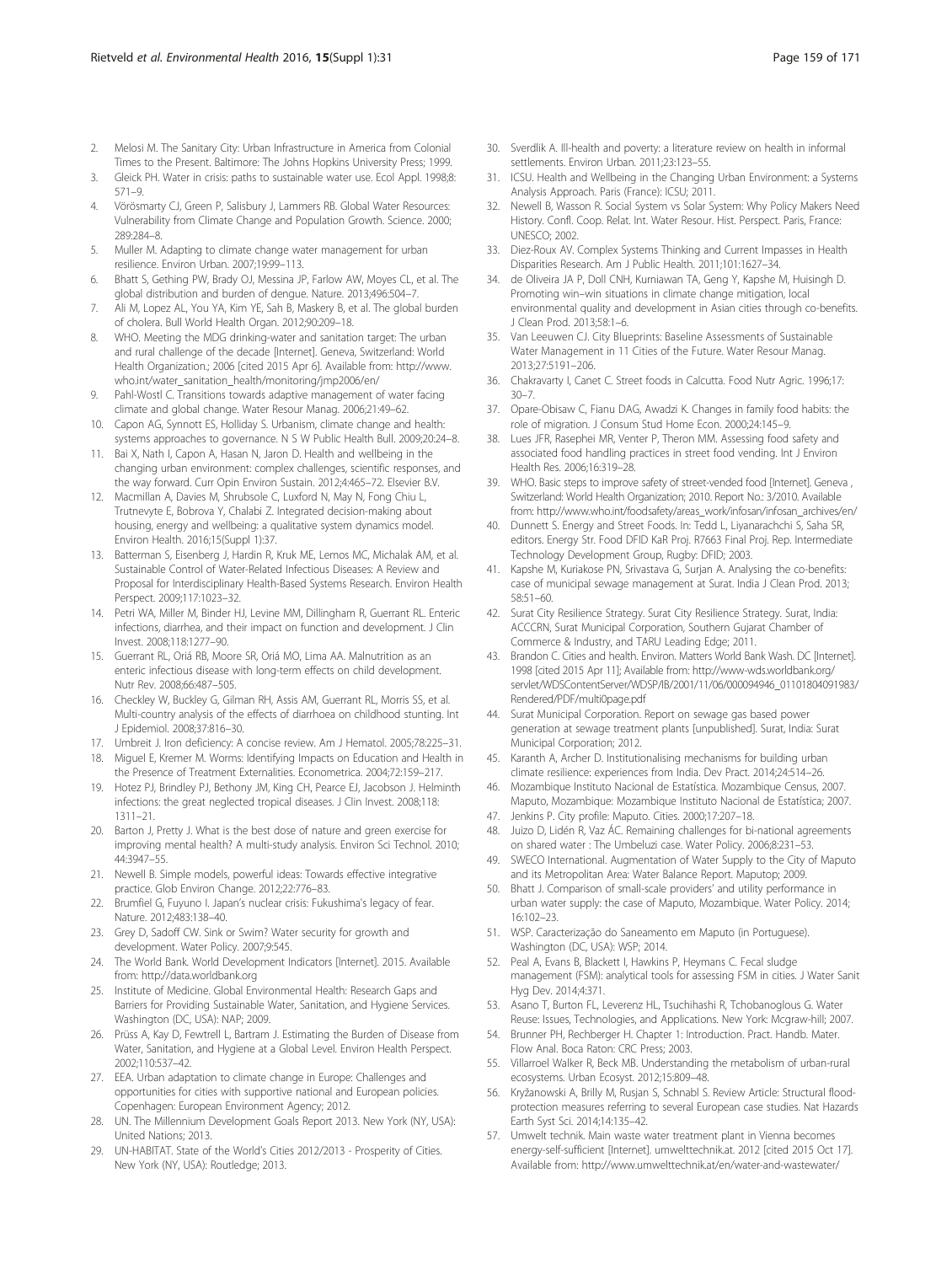2. Melosi M. The Sanitary City: Urban Infrastructure in America from Colonial Times to the Present. Baltimore: The Johns Hopkins University Press; 1999.
3. Gleick PH. Water in crisis: paths to sustainable water use. Ecol Appl. 1998;8: 571–9.
4. Vörösmarty CJ, Green P, Salisbury J, Lammers RB. Global Water Resources: Vulnerability from Climate Change and Population Growth. Science. 2000; 289:284–8.
5. Muller M. Adapting to climate change water management for urban resilience. Environ Urban. 2007;19:99–113.
6. Bhatt S, Gething PW, Brady OJ, Messina JP, Farlow AW, Moyes CL, et al. The global distribution and burden of dengue. Nature. 2013;496:504–7.
7. Ali M, Lopez AL, You YA, Kim YE, Sah B, Maskery B, et al. The global burden of cholera. Bull World Health Organ. 2012;90:209–18.
8. WHO. Meeting the MDG drinking-water and sanitation target: The urban and rural challenge of the decade [Internet]. Geneva, Switzerland: World Health Organization.; 2006 [cited 2015 Apr 6]. Available from: http://www.who.int/water_sanitation_health/monitoring/jmp2006/en/
9. Pahl-Wostl C. Transitions towards adaptive management of water facing climate and global change. Water Resour Manag. 2006;21:49–62.
10. Capon AG, Synnott ES, Holliday S. Urbanism, climate change and health: systems approaches to governance. N S W Public Health Bull. 2009;20:24–8.
11. Bai X, Nath I, Capon A, Hasan N, Jaron D. Health and wellbeing in the changing urban environment: complex challenges, scientific responses, and the way forward. Curr Opin Environ Sustain. 2012;4:465–72. Elsevier B.V.
12. Macmillan A, Davies M, Shrubsole C, Luxford N, May N, Fong Chiu L, Trutnevyte E, Bobrova Y, Chalabi Z. Integrated decision-making about housing, energy and wellbeing: a qualitative system dynamics model. Environ Health. 2016;15(Suppl 1):37.
13. Batterman S, Eisenberg J, Hardin R, Kruk ME, Lemos MC, Michalak AM, et al. Sustainable Control of Water-Related Infectious Diseases: A Review and Proposal for Interdisciplinary Health-Based Systems Research. Environ Health Perspect. 2009;117:1023–32.
14. Petri WA, Miller M, Binder HJ, Levine MM, Dillingham R, Guerrant RL. Enteric infections, diarrhea, and their impact on function and development. J Clin Invest. 2008;118:1277–90.
15. Guerrant RL, Oriá RB, Moore SR, Oriá MO, Lima AA. Malnutrition as an enteric infectious disease with long-term effects on child development. Nutr Rev. 2008;66:487–505.
16. Checkley W, Buckley G, Gilman RH, Assis AM, Guerrant RL, Morris SS, et al. Multi-country analysis of the effects of diarrhoea on childhood stunting. Int J Epidemiol. 2008;37:816–30.
17. Umbreit J. Iron deficiency: A concise review. Am J Hematol. 2005;78:225–31.
18. Miguel E, Kremer M. Worms: Identifying Impacts on Education and Health in the Presence of Treatment Externalities. Econometrica. 2004;72:159–217.
19. Hotez PJ, Brindley PJ, Bethony JM, King CH, Pearce EJ, Jacobson J. Helminth infections: the great neglected tropical diseases. J Clin Invest. 2008;118: 1311–21.
20. Barton J, Pretty J. What is the best dose of nature and green exercise for improving mental health? A multi-study analysis. Environ Sci Technol. 2010; 44:3947–55.
21. Newell B. Simple models, powerful ideas: Towards effective integrative practice. Glob Environ Change. 2012;22:776–83.
22. Brumfiel G, Fuyuno I. Japan's nuclear crisis: Fukushima's legacy of fear. Nature. 2012;483:138–40.
23. Grey D, Sadoff CW. Sink or Swim? Water security for growth and development. Water Policy. 2007;9:545.
24. The World Bank. World Development Indicators [Internet]. 2015. Available from: http://data.worldbank.org
25. Institute of Medicine. Global Environmental Health: Research Gaps and Barriers for Providing Sustainable Water, Sanitation, and Hygiene Services. Washington (DC, USA): NAP; 2009.
26. Prüss A, Kay D, Fewtrell L, Bartram J. Estimating the Burden of Disease from Water, Sanitation, and Hygiene at a Global Level. Environ Health Perspect. 2002;110:537–42.
27. EEA. Urban adaptation to climate change in Europe: Challenges and opportunities for cities with supportive national and European policies. Copenhagen: European Environment Agency; 2012.
28. UN. The Millennium Development Goals Report 2013. New York (NY, USA): United Nations; 2013.
29. UN-HABITAT. State of the World's Cities 2012/2013 - Prosperity of Cities. New York (NY, USA): Routledge; 2013.
30. Sverdlik A. Ill-health and poverty: a literature review on health in informal settlements. Environ Urban. 2011;23:123–55.
31. ICSU. Health and Wellbeing in the Changing Urban Environment: a Systems Analysis Approach. Paris (France): ICSU; 2011.
32. Newell B, Wasson R. Social System vs Solar System: Why Policy Makers Need History. Confl. Coop. Relat. Int. Water Resour. Hist. Perspect. Paris, France: UNESCO; 2002.
33. Diez-Roux AV. Complex Systems Thinking and Current Impasses in Health Disparities Research. Am J Public Health. 2011;101:1627–34.
34. de Oliveira JA P, Doll CNH, Kurniawan TA, Geng Y, Kapshe M, Huisingh D. Promoting win–win situations in climate change mitigation, local environmental quality and development in Asian cities through co-benefits. J Clean Prod. 2013;58:1–6.
35. Van Leeuwen CJ. City Blueprints: Baseline Assessments of Sustainable Water Management in 11 Cities of the Future. Water Resour Manag. 2013;27:5191–206.
36. Chakravarty I, Canet C. Street foods in Calcutta. Food Nutr Agric. 1996;17: 30–7.
37. Opare-Obisaw C, Fianu DAG, Awadzi K. Changes in family food habits: the role of migration. J Consum Stud Home Econ. 2000;24:145–9.
38. Lues JFR, Rasephei MR, Venter P, Theron MM. Assessing food safety and associated food handling practices in street food vending. Int J Environ Health Res. 2006;16:319–28.
39. WHO. Basic steps to improve safety of street-vended food [Internet]. Geneva , Switzerland: World Health Organization; 2010. Report No.: 3/2010. Available from: http://www.who.int/foodsafety/areas_work/infosan/infosan_archives/en/
40. Dunnett S. Energy and Street Foods. In: Tedd L, Liyanarachchi S, Saha SR, editors. Energy Str. Food DFID KaR Proj. R7663 Final Proj. Rep. Intermediate Technology Development Group, Rugby: DFID; 2003.
41. Kapshe M, Kuriakose PN, Srivastava G, Surjan A. Analysing the co-benefits: case of municipal sewage management at Surat. India J Clean Prod. 2013; 58:51–60.
42. Surat City Resilience Strategy. Surat City Resilience Strategy. Surat, India: ACCCRN, Surat Municipal Corporation, Southern Gujarat Chamber of Commerce & Industry, and TARU Leading Edge; 2011.
43. Brandon C. Cities and health. Environ. Matters World Bank Wash. DC [Internet]. 1998 [cited 2015 Apr 11]; Available from: http://www-wds.worldbank.org/servlet/WDSContentServer/WDSP/IB/2001/11/06/000094946_01101804091983/Rendered/PDF/multi0page.pdf
44. Surat Municipal Corporation. Report on sewage gas based power generation at sewage treatment plants [unpublished]. Surat, India: Surat Municipal Corporation; 2012.
45. Karanth A, Archer D. Institutionalising mechanisms for building urban climate resilience: experiences from India. Dev Pract. 2014;24:514–26.
46. Mozambique Instituto Nacional de Estatística. Mozambique Census, 2007. Maputo, Mozambique: Mozambique Instituto Nacional de Estatística; 2007.
47. Jenkins P. City profile: Maputo. Cities. 2000;17:207–18.
48. Juizo D, Lidén R, Vaz ÁC. Remaining challenges for bi-national agreements on shared water : The Umbeluzi case. Water Policy. 2006;8:231–53.
49. SWECO International. Augmentation of Water Supply to the City of Maputo and its Metropolitan Area: Water Balance Report. Maputop; 2009.
50. Bhatt J. Comparison of small-scale providers' and utility performance in urban water supply: the case of Maputo, Mozambique. Water Policy. 2014; 16:102–23.
51. WSP. Caracterização do Saneamento em Maputo (in Portuguese). Washington (DC, USA): WSP; 2014.
52. Peal A, Evans B, Blackett I, Hawkins P, Heymans C. Fecal sludge management (FSM): analytical tools for assessing FSM in cities. J Water Sanit Hyg Dev. 2014;4:371.
53. Asano T, Burton FL, Leverenz HL, Tsuchihashi R, Tchobanoglous G. Water Reuse: Issues, Technologies, and Applications. New York: Mcgraw-hill; 2007.
54. Brunner PH, Rechberger H. Chapter 1: Introduction. Pract. Handb. Mater. Flow Anal. Boca Raton: CRC Press; 2003.
55. Villarroel Walker R, Beck MB. Understanding the metabolism of urban-rural ecosystems. Urban Ecosyst. 2012;15:809–48.
56. Kryžanowski A, Brilly M, Rusjan S, Schnabl S. Review Article: Structural flood-protection measures referring to several European case studies. Nat Hazards Earth Syst Sci. 2014;14:135–42.
57. Umwelt technik. Main waste water treatment plant in Vienna becomes energy-self-sufficient [Internet]. umwelttechnik.at. 2012 [cited 2015 Oct 17]. Available from: http://www.umwelttechnik.at/en/water-and-wastewater/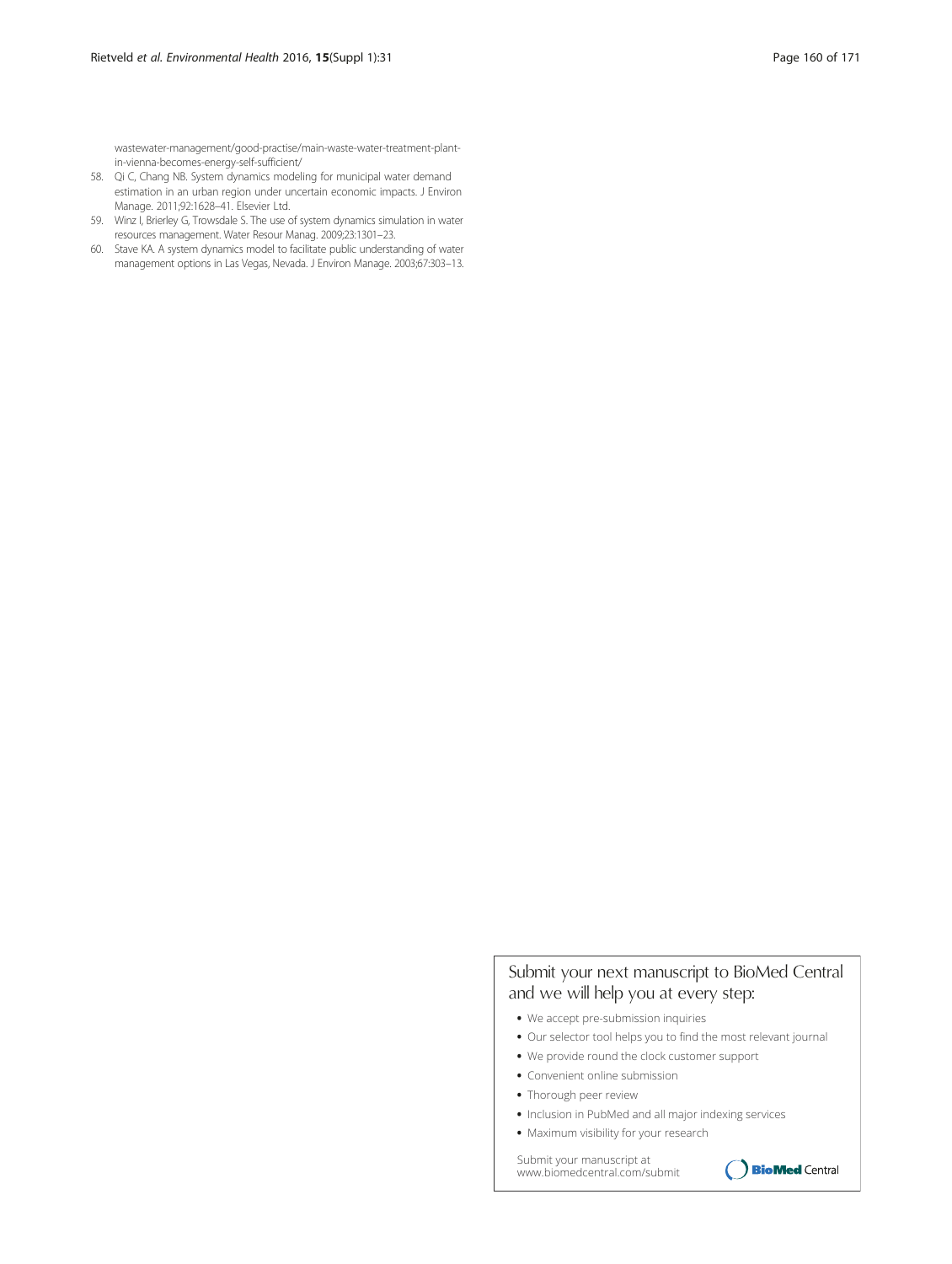wastewater-management/good-practise/main-waste-water-treatment-plant-in-vienna-becomes-energy-self-sufficient/

58. Qi C, Chang NB. System dynamics modeling for municipal water demand estimation in an urban region under uncertain economic impacts. J Environ Manage. 2011;92:1628–41. Elsevier Ltd.
59. Winz I, Brierley G, Trowsdale S. The use of system dynamics simulation in water resources management. Water Resour Manag. 2009;23:1301–23.
60. Stave KA. A system dynamics model to facilitate public understanding of water management options in Las Vegas, Nevada. J Environ Manage. 2003;67:303–13.

Submit your next manuscript to BioMed Central and we will help you at every step:

- We accept pre-submission inquiries
- Our selector tool helps you to find the most relevant journal
- We provide round the clock customer support
- Convenient online submission
- Thorough peer review
- Inclusion in PubMed and all major indexing services
- Maximum visibility for your research

Submit your manuscript at
www.biomedcentral.com/submit

BioMed Central